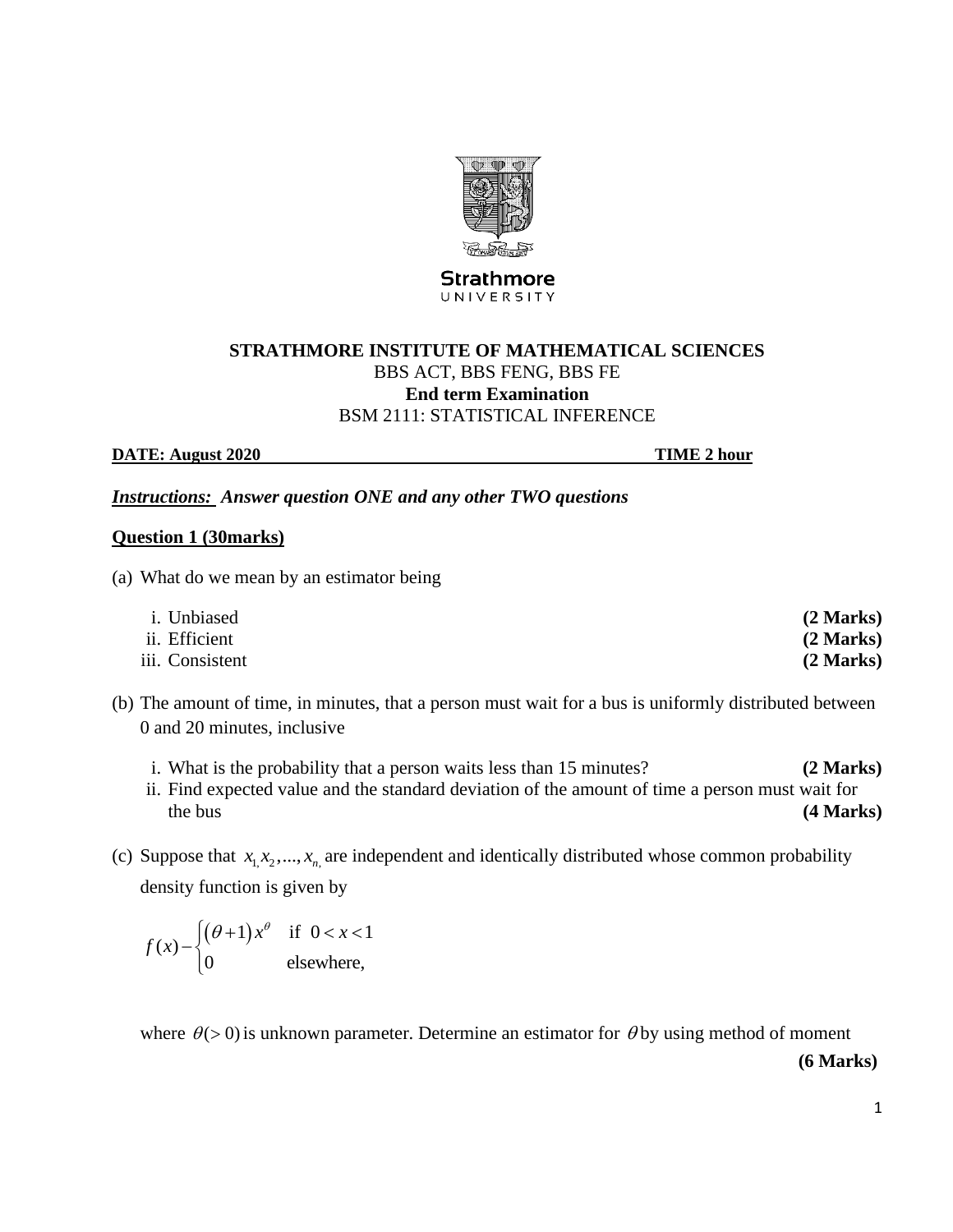Strathmore
UNIVERSITY

**STRATHMORE INSTITUTE OF MATHEMATICAL SCIENCES**

BBS ACT, BBS FENG, BBS FE

**End term Examination**

BSM 2111: STATISTICAL INFERENCE

**DATE: August 2020** **TIME 2 hour**

***Instructions: Answer question ONE and any other TWO questions***

**Question 1 (30marks)**

(a) What do we mean by an estimator being

i. Unbiased **(2 Marks)**

ii. Efficient **(2 Marks)**

iii. Consistent **(2 Marks)**

(b) The amount of time, in minutes, that a person must wait for a bus is uniformly distributed between 0 and 20 minutes, inclusive

i. What is the probability that a person waits less than 15 minutes? **(2 Marks)**

ii. Find expected value and the standard deviation of the amount of time a person must wait for the bus **(4 Marks)**

(c) Suppose that $x_{1,} x_2, ..., x_{n,}$ are independent and identically distributed whose common probability density function is given by

$$f(x) - \begin{cases} (\theta+1)x^{\theta} & \text{if } 0 < x < 1 \\ 0 & \text{elsewhere,} \end{cases}$$

where $\theta(>0)$ is unknown parameter. Determine an estimator for $\theta$ by using method of moment **(6 Marks)**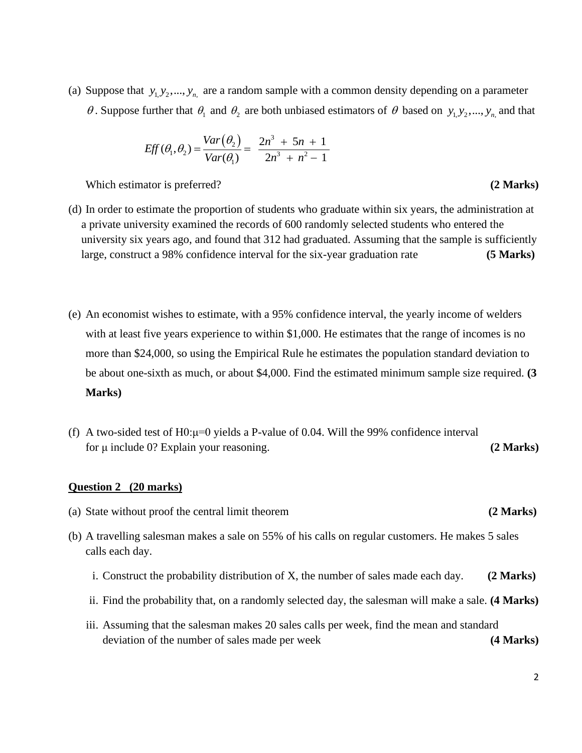(a) Suppose that $y_1, y_2, ..., y_n,$ are a random sample with a common density depending on a parameter $\theta$. Suppose further that $\theta_1$ and $\theta_2$ are both unbiased estimators of $\theta$ based on $y_1, y_2, ..., y_n,$ and that

$$Eff(\theta_1, \theta_2) = \frac{Var(\theta_2)}{Var(\theta_1)} = \frac{2n^3 + 5n + 1}{2n^3 + n^2 - 1}$$

Which estimator is preferred? **(2 Marks)**

(d) In order to estimate the proportion of students who graduate within six years, the administration at a private university examined the records of 600 randomly selected students who entered the university six years ago, and found that 312 had graduated. Assuming that the sample is sufficiently large, construct a 98% confidence interval for the six-year graduation rate **(5 Marks)**

(e) An economist wishes to estimate, with a 95% confidence interval, the yearly income of welders with at least five years experience to within $1,000. He estimates that the range of incomes is no more than $24,000, so using the Empirical Rule he estimates the population standard deviation to be about one-sixth as much, or about $4,000. Find the estimated minimum sample size required. **(3 Marks)**

(f) A two-sided test of H0:$\mu$=0 yields a P-value of 0.04. Will the 99% confidence interval for $\mu$ include 0? Explain your reasoning. **(2 Marks)**

**Question 2 (20 marks)**

(a) State without proof the central limit theorem **(2 Marks)**

(b) A travelling salesman makes a sale on 55% of his calls on regular customers. He makes 5 sales calls each day.

i. Construct the probability distribution of X, the number of sales made each day. **(2 Marks)**

ii. Find the probability that, on a randomly selected day, the salesman will make a sale. **(4 Marks)**

iii. Assuming that the salesman makes 20 sales calls per week, find the mean and standard deviation of the number of sales made per week **(4 Marks)**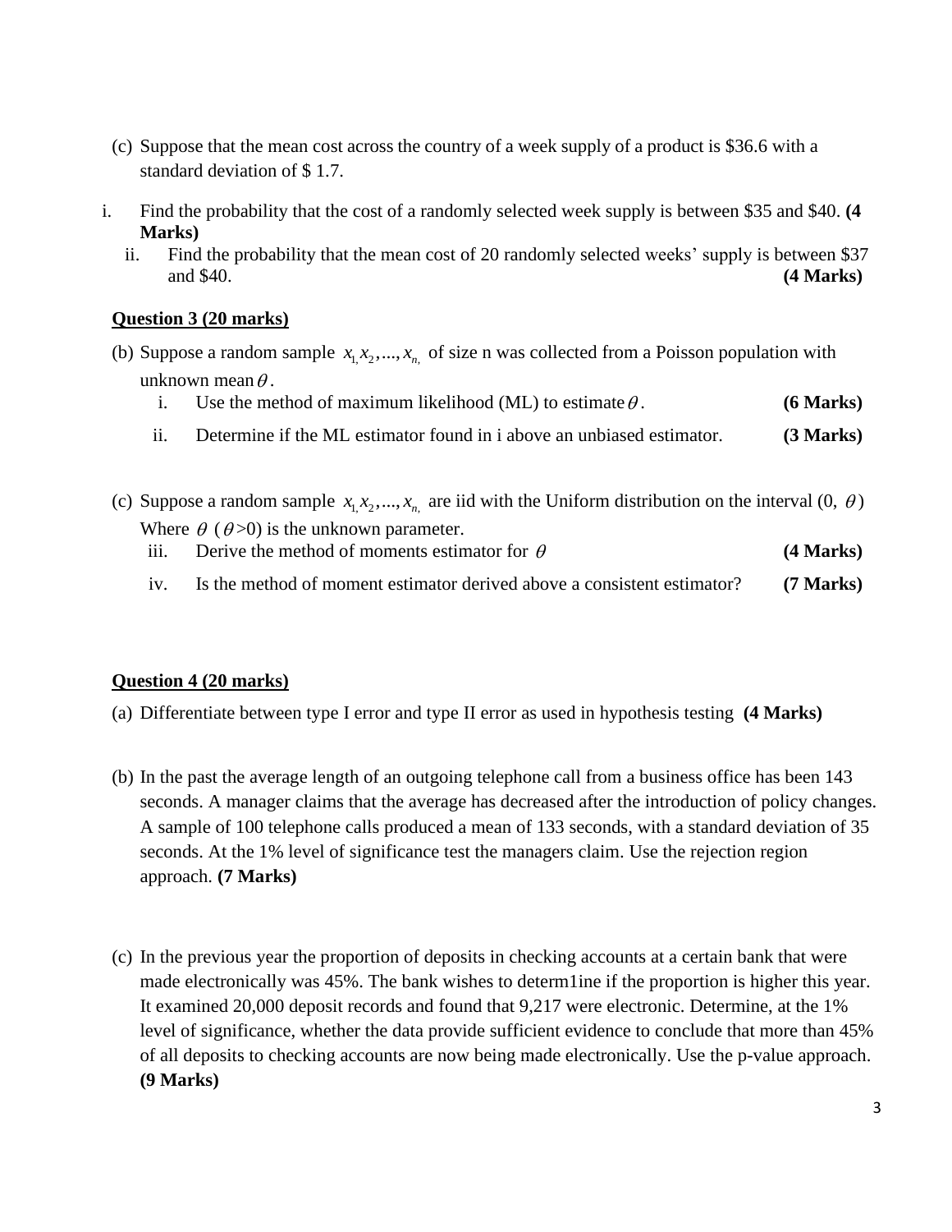(c) Suppose that the mean cost across the country of a week supply of a product is $36.6 with a standard deviation of $ 1.7.

i. Find the probability that the cost of a randomly selected week supply is between $35 and $40. **(4 Marks)**

ii. Find the probability that the mean cost of 20 randomly selected weeks' supply is between $37 and $40. **(4 Marks)**

**Question 3 (20 marks)**

(b) Suppose a random sample $x_1, x_2, ..., x_n$ of size n was collected from a Poisson population with unknown mean $\theta$.

i. Use the method of maximum likelihood (ML) to estimate $\theta$. **(6 Marks)**

ii. Determine if the ML estimator found in i above an unbiased estimator. **(3 Marks)**

(c) Suppose a random sample $x_1, x_2, ..., x_n$ are iid with the Uniform distribution on the interval (0, $\theta$) Where $\theta$ ($\theta$>0) is the unknown parameter.

iii. Derive the method of moments estimator for $\theta$ **(4 Marks)**

iv. Is the method of moment estimator derived above a consistent estimator? **(7 Marks)**

**Question 4 (20 marks)**

(a) Differentiate between type I error and type II error as used in hypothesis testing **(4 Marks)**

(b) In the past the average length of an outgoing telephone call from a business office has been 143 seconds. A manager claims that the average has decreased after the introduction of policy changes. A sample of 100 telephone calls produced a mean of 133 seconds, with a standard deviation of 35 seconds. At the 1% level of significance test the managers claim. Use the rejection region approach. **(7 Marks)**

(c) In the previous year the proportion of deposits in checking accounts at a certain bank that were made electronically was 45%. The bank wishes to determ1ine if the proportion is higher this year. It examined 20,000 deposit records and found that 9,217 were electronic. Determine, at the 1% level of significance, whether the data provide sufficient evidence to conclude that more than 45% of all deposits to checking accounts are now being made electronically. Use the p-value approach. **(9 Marks)**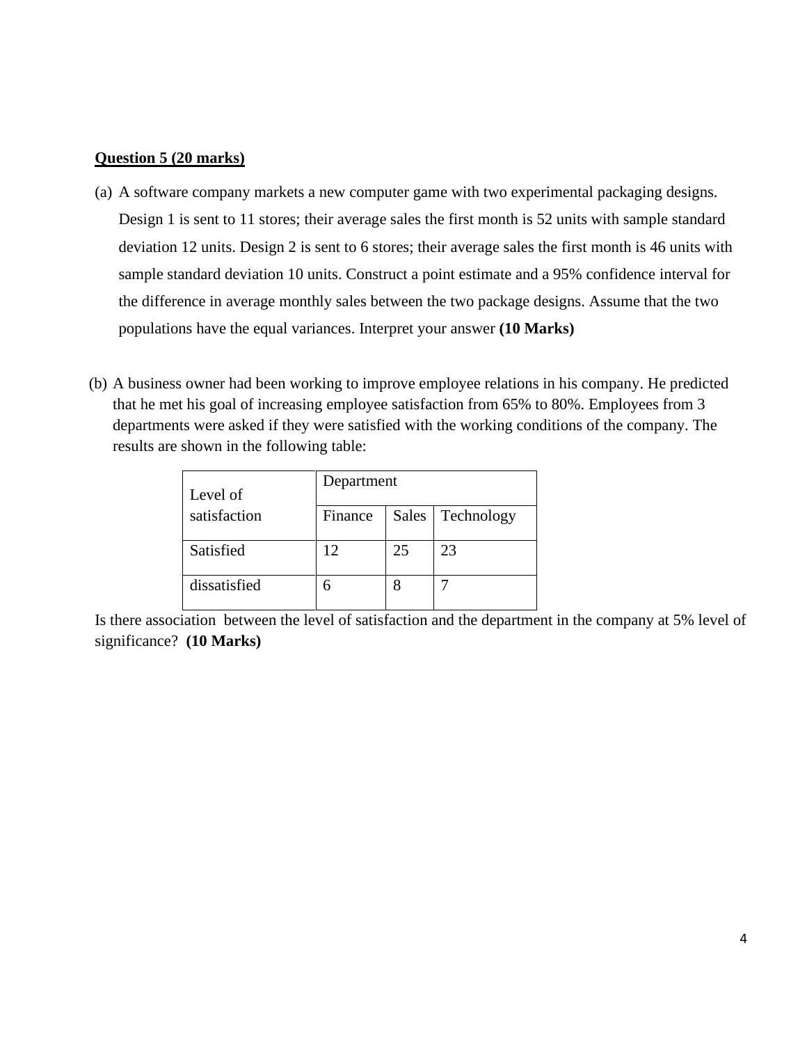**Question 5 (20 marks)**

(a) A software company markets a new computer game with two experimental packaging designs. Design 1 is sent to 11 stores; their average sales the first month is 52 units with sample standard deviation 12 units. Design 2 is sent to 6 stores; their average sales the first month is 46 units with sample standard deviation 10 units. Construct a point estimate and a 95% confidence interval for the difference in average monthly sales between the two package designs. Assume that the two populations have the equal variances. Interpret your answer **(10 Marks)**

(b) A business owner had been working to improve employee relations in his company. He predicted that he met his goal of increasing employee satisfaction from 65% to 80%. Employees from 3 departments were asked if they were satisfied with the working conditions of the company. The results are shown in the following table:

| Level of satisfaction | Department | | |
|---|---|---|---|
| | Finance | Sales | Technology |
| Satisfied | 12 | 25 | 23 |
| dissatisfied | 6 | 8 | 7 |

Is there association between the level of satisfaction and the department in the company at 5% level of significance? **(10 Marks)**